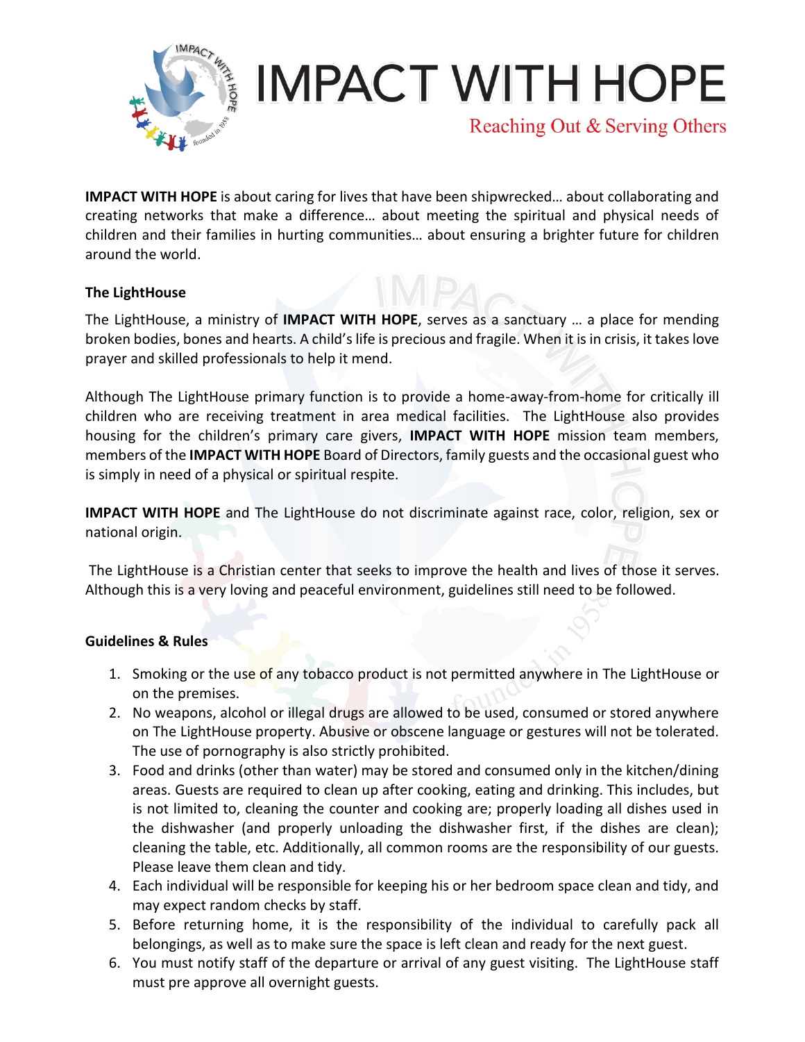# IMPACT WITH HOPE

Reaching Out & Serving Others

**IMPACT WITH HOPE** is about caring for lives that have been shipwrecked… about collaborating and creating networks that make a difference… about meeting the spiritual and physical needs of children and their families in hurting communities… about ensuring a brighter future for children around the world.

**The LightHouse**

The LightHouse, a ministry of **IMPACT WITH HOPE**, serves as a sanctuary … a place for mending broken bodies, bones and hearts. A child's life is precious and fragile. When it is in crisis, it takes love prayer and skilled professionals to help it mend.

Although The LightHouse primary function is to provide a home-away-from-home for critically ill children who are receiving treatment in area medical facilities. The LightHouse also provides housing for the children's primary care givers, **IMPACT WITH HOPE** mission team members, members of the **IMPACT WITH HOPE** Board of Directors, family guests and the occasional guest who is simply in need of a physical or spiritual respite.

**IMPACT WITH HOPE** and The LightHouse do not discriminate against race, color, religion, sex or national origin.

The LightHouse is a Christian center that seeks to improve the health and lives of those it serves. Although this is a very loving and peaceful environment, guidelines still need to be followed.

**Guidelines & Rules**

1. Smoking or the use of any tobacco product is not permitted anywhere in The LightHouse or on the premises.
2. No weapons, alcohol or illegal drugs are allowed to be used, consumed or stored anywhere on The LightHouse property. Abusive or obscene language or gestures will not be tolerated. The use of pornography is also strictly prohibited.
3. Food and drinks (other than water) may be stored and consumed only in the kitchen/dining areas. Guests are required to clean up after cooking, eating and drinking. This includes, but is not limited to, cleaning the counter and cooking are; properly loading all dishes used in the dishwasher (and properly unloading the dishwasher first, if the dishes are clean); cleaning the table, etc. Additionally, all common rooms are the responsibility of our guests. Please leave them clean and tidy.
4. Each individual will be responsible for keeping his or her bedroom space clean and tidy, and may expect random checks by staff.
5. Before returning home, it is the responsibility of the individual to carefully pack all belongings, as well as to make sure the space is left clean and ready for the next guest.
6. You must notify staff of the departure or arrival of any guest visiting. The LightHouse staff must pre approve all overnight guests.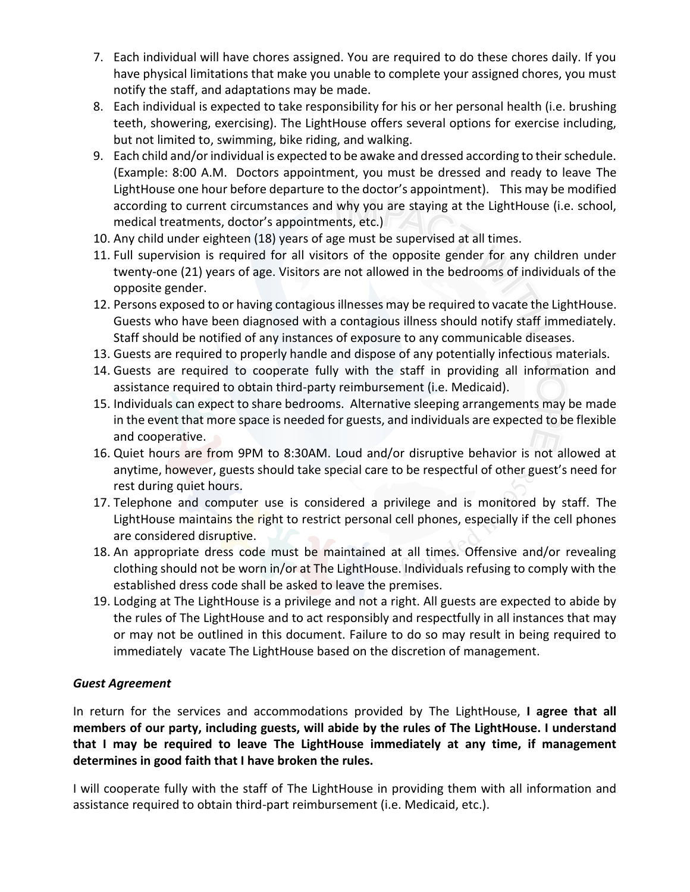7. Each individual will have chores assigned. You are required to do these chores daily. If you have physical limitations that make you unable to complete your assigned chores, you must notify the staff, and adaptations may be made.
8. Each individual is expected to take responsibility for his or her personal health (i.e. brushing teeth, showering, exercising). The LightHouse offers several options for exercise including, but not limited to, swimming, bike riding, and walking.
9. Each child and/or individual is expected to be awake and dressed according to their schedule. (Example: 8:00 A.M. Doctors appointment, you must be dressed and ready to leave The LightHouse one hour before departure to the doctor's appointment). This may be modified according to current circumstances and why you are staying at the LightHouse (i.e. school, medical treatments, doctor's appointments, etc.)
10. Any child under eighteen (18) years of age must be supervised at all times.
11. Full supervision is required for all visitors of the opposite gender for any children under twenty-one (21) years of age. Visitors are not allowed in the bedrooms of individuals of the opposite gender.
12. Persons exposed to or having contagious illnesses may be required to vacate the LightHouse. Guests who have been diagnosed with a contagious illness should notify staff immediately. Staff should be notified of any instances of exposure to any communicable diseases.
13. Guests are required to properly handle and dispose of any potentially infectious materials.
14. Guests are required to cooperate fully with the staff in providing all information and assistance required to obtain third-party reimbursement (i.e. Medicaid).
15. Individuals can expect to share bedrooms. Alternative sleeping arrangements may be made in the event that more space is needed for guests, and individuals are expected to be flexible and cooperative.
16. Quiet hours are from 9PM to 8:30AM. Loud and/or disruptive behavior is not allowed at anytime, however, guests should take special care to be respectful of other guest's need for rest during quiet hours.
17. Telephone and computer use is considered a privilege and is monitored by staff. The LightHouse maintains the right to restrict personal cell phones, especially if the cell phones are considered disruptive.
18. An appropriate dress code must be maintained at all times. Offensive and/or revealing clothing should not be worn in/or at The LightHouse. Individuals refusing to comply with the established dress code shall be asked to leave the premises.
19. Lodging at The LightHouse is a privilege and not a right. All guests are expected to abide by the rules of The LightHouse and to act responsibly and respectfully in all instances that may or may not be outlined in this document. Failure to do so may result in being required to immediately vacate The LightHouse based on the discretion of management.

***Guest Agreement***

In return for the services and accommodations provided by The LightHouse, **I agree that all members of our party, including guests, will abide by the rules of The LightHouse. I understand that I may be required to leave The LightHouse immediately at any time, if management determines in good faith that I have broken the rules.**

I will cooperate fully with the staff of The LightHouse in providing them with all information and assistance required to obtain third-part reimbursement (i.e. Medicaid, etc.).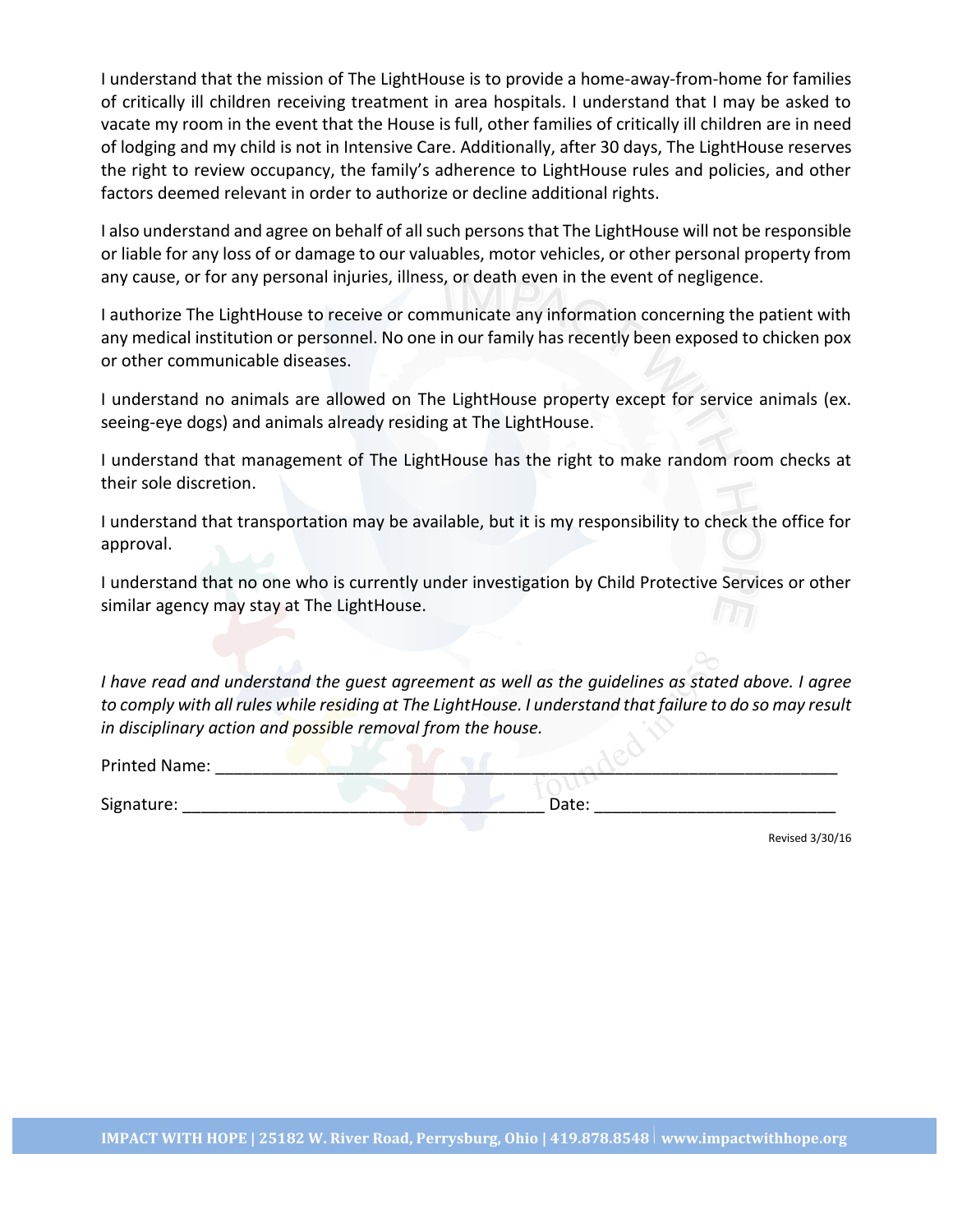I understand that the mission of The LightHouse is to provide a home-away-from-home for families of critically ill children receiving treatment in area hospitals. I understand that I may be asked to vacate my room in the event that the House is full, other families of critically ill children are in need of lodging and my child is not in Intensive Care. Additionally, after 30 days, The LightHouse reserves the right to review occupancy, the family's adherence to LightHouse rules and policies, and other factors deemed relevant in order to authorize or decline additional rights.

I also understand and agree on behalf of all such persons that The LightHouse will not be responsible or liable for any loss of or damage to our valuables, motor vehicles, or other personal property from any cause, or for any personal injuries, illness, or death even in the event of negligence.

I authorize The LightHouse to receive or communicate any information concerning the patient with any medical institution or personnel. No one in our family has recently been exposed to chicken pox or other communicable diseases.

I understand no animals are allowed on The LightHouse property except for service animals (ex. seeing-eye dogs) and animals already residing at The LightHouse.

I understand that management of The LightHouse has the right to make random room checks at their sole discretion.

I understand that transportation may be available, but it is my responsibility to check the office for approval.

I understand that no one who is currently under investigation by Child Protective Services or other similar agency may stay at The LightHouse.

*I have read and understand the guest agreement as well as the guidelines as stated above. I agree to comply with all rules while residing at The LightHouse. I understand that failure to do so may result in disciplinary action and possible removal from the house.*

Printed Name: ______________________________________________________________

Signature: ________________________________________ Date: ___________________________

Revised 3/30/16

**IMPACT WITH HOPE | 25182 W. River Road, Perrysburg, Ohio | 419.878.8548 | www.impactwithhope.org**